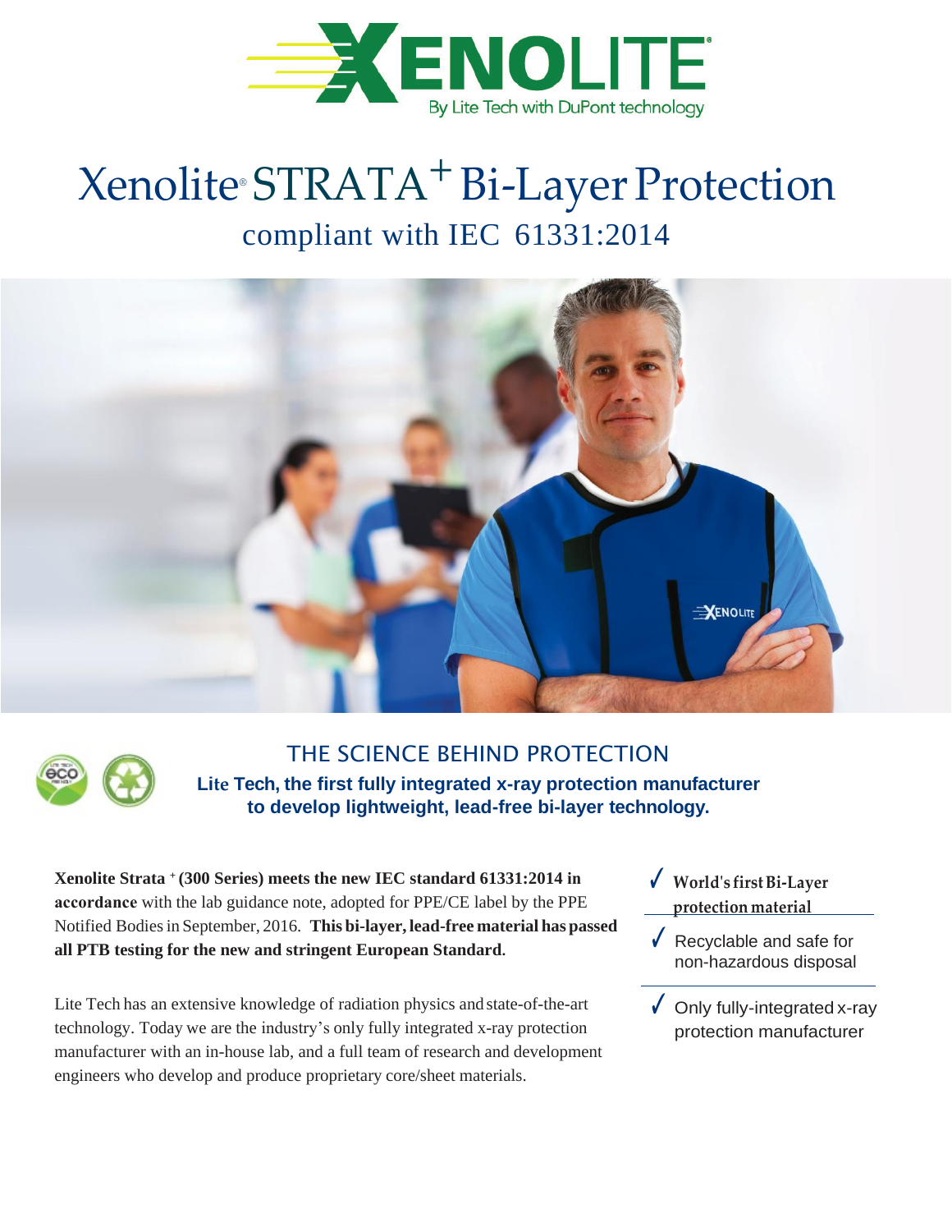# Xenolite® STRATA+ Bi-Layer Protection

## compliant with IEC 61331:2014

## THE SCIENCE BEHIND PROTECTION

**Lite Tech, the first fully integrated x-ray protection manufacturer to develop lightweight, lead-free bi-layer technology.**

**Xenolite Strata + (300 Series) meets the new IEC standard 61331:2014 in accordance** with the lab guidance note, adopted for PPE/CE label by the PPE Notified Bodies in September, 2016. **This bi-layer, lead-free material has passed all PTB testing for the new and stringent European Standard.**

Lite Tech has an extensive knowledge of radiation physics and state-of-the-art technology. Today we are the industry's only fully integrated x-ray protection manufacturer with an in-house lab, and a full team of research and development engineers who develop and produce proprietary core/sheet materials.

- ✓ **World's first Bi-Layer protection material**
- ✓ Recyclable and safe for non-hazardous disposal
- ✓ Only fully-integrated x-ray protection manufacturer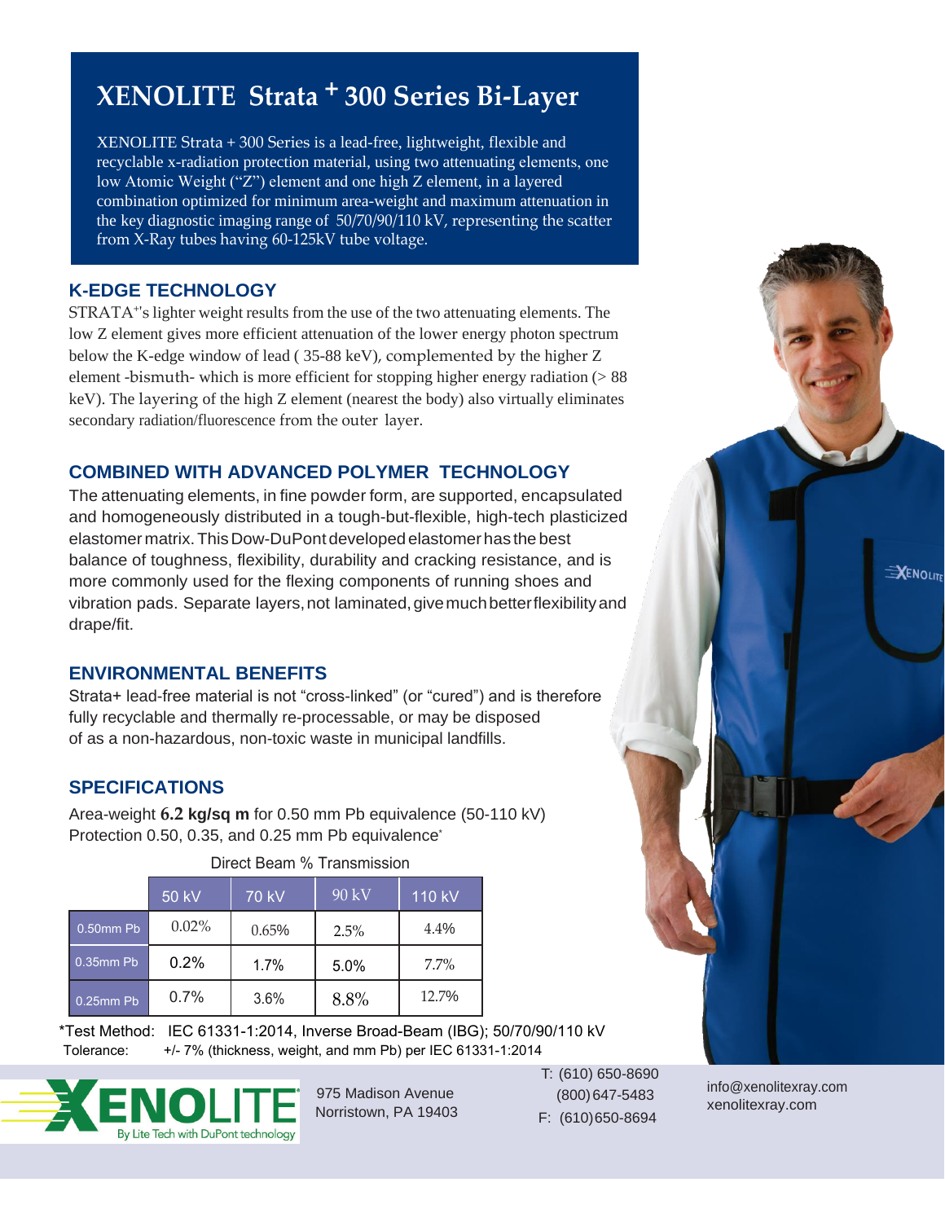# XENOLITE Strata + 300 Series Bi-Layer

XENOLITE Strata + 300 Series is a lead-free, lightweight, flexible and recyclable x-radiation protection material, using two attenuating elements, one low Atomic Weight ("Z") element and one high Z element, in a layered combination optimized for minimum area-weight and maximum attenuation in the key diagnostic imaging range of 50/70/90/110 kV, representing the scatter from X-Ray tubes having 60-125kV tube voltage.

## K-EDGE TECHNOLOGY

STRATA+'s lighter weight results from the use of the two attenuating elements. The low Z element gives more efficient attenuation of the lower energy photon spectrum below the K-edge window of lead ( 35-88 keV), complemented by the higher Z element -bismuth- which is more efficient for stopping higher energy radiation (> 88 keV). The layering of the high Z element (nearest the body) also virtually eliminates secondary radiation/fluorescence from the outer layer.

## COMBINED WITH ADVANCED POLYMER TECHNOLOGY

The attenuating elements, in fine powder form, are supported, encapsulated and homogeneously distributed in a tough-but-flexible, high-tech plasticized elastomer matrix. This Dow-DuPont developed elastomer has the best balance of toughness, flexibility, durability and cracking resistance, and is more commonly used for the flexing components of running shoes and vibration pads. Separate layers, not laminated, give much better flexibility and drape/fit.

## ENVIRONMENTAL BENEFITS

Strata+ lead-free material is not "cross-linked" (or "cured") and is therefore fully recyclable and thermally re-processable, or may be disposed of as a non-hazardous, non-toxic waste in municipal landfills.

## SPECIFICATIONS

Area-weight **6.2 kg/sq m** for 0.50 mm Pb equivalence (50-110 kV)
Protection 0.50, 0.35, and 0.25 mm Pb equivalence*

Direct Beam % Transmission

| | 50 kV | 70 kV | 90 kV | 110 kV |
|---|---|---|---|---|
| 0.50mm Pb | 0.02% | 0.65% | 2.5% | 4.4% |
| 0.35mm Pb | 0.2% | 1.7% | 5.0% | 7.7% |
| 0.25mm Pb | 0.7% | 3.6% | 8.8% | 12.7% |

*Test Method: IEC 61331-1:2014, Inverse Broad-Beam (IBG); 50/70/90/110 kV
Tolerance: +/- 7% (thickness, weight, and mm Pb) per IEC 61331-1:2014

XENOLITE By Lite Tech with DuPont technology

975 Madison Avenue
Norristown, PA 19403

T: (610) 650-8690
(800) 647-5483
F: (610) 650-8694

info@xenolitexray.com
xenolitexray.com